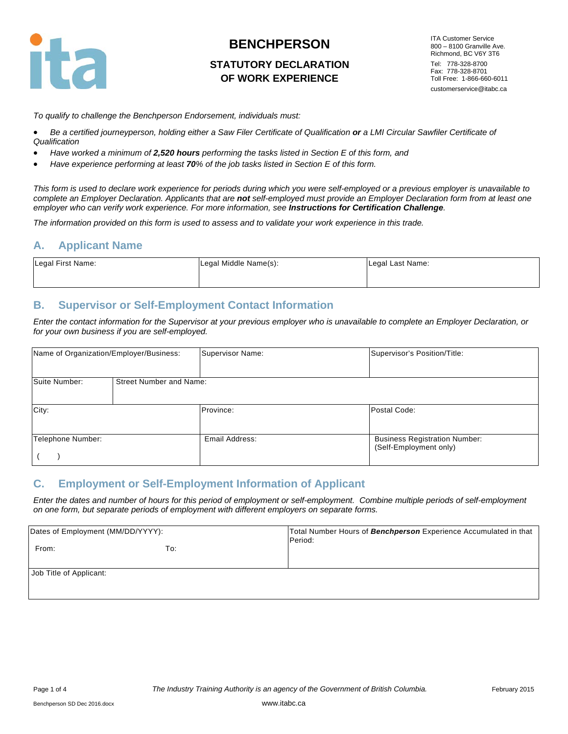# BENCHPERSON

## STATUTORY DECLARATION OF WORK EXPERIENCE

ITA Customer Service
800 – 8100 Granville Ave.
Richmond, BC V6Y 3T6
Tel: 778-328-8700
Fax: 778-328-8701
Toll Free: 1-866-660-6011
customerservice@itabc.ca

*To qualify to challenge the Benchperson Endorsement, individuals must:*

- *Be a certified journeyperson, holding either a Saw Filer Certificate of Qualification* ***or*** *a LMI Circular Sawfiler Certificate of Qualification*
- *Have worked a minimum of* ***2,520 hours*** *performing the tasks listed in Section E of this form, and*
- *Have experience performing at least* ***70****% of the job tasks listed in Section E of this form.*

*This form is used to declare work experience for periods during which you were self-employed or a previous employer is unavailable to complete an Employer Declaration. Applicants that are* ***not*** *self-employed must provide an Employer Declaration form from at least one employer who can verify work experience. For more information, see* ***Instructions for Certification Challenge****.*

*The information provided on this form is used to assess and to validate your work experience in this trade.*

## A. Applicant Name

| Legal First Name: | Legal Middle Name(s): | Legal Last Name: |
|---|---|---|
| | | |

## B. Supervisor or Self-Employment Contact Information

*Enter the contact information for the Supervisor at your previous employer who is unavailable to complete an Employer Declaration, or for your own business if you are self-employed.*

| Name of Organization/Employer/Business: | | Supervisor Name: | Supervisor's Position/Title: |
|---|---|---|---|
| Suite Number: | Street Number and Name: | | |
| City: | | Province: | Postal Code: |
| Telephone Number: ( ) | | Email Address: | Business Registration Number: (Self-Employment only) |

## C. Employment or Self-Employment Information of Applicant

*Enter the dates and number of hours for this period of employment or self-employment. Combine multiple periods of self-employment on one form, but separate periods of employment with different employers on separate forms.*

| Dates of Employment (MM/DD/YYYY): From: To: | Total Number Hours of ***Benchperson*** Experience Accumulated in that Period: |
|---|---|
| Job Title of Applicant: | |

The Industry Training Authority is an agency of the Government of British Columbia.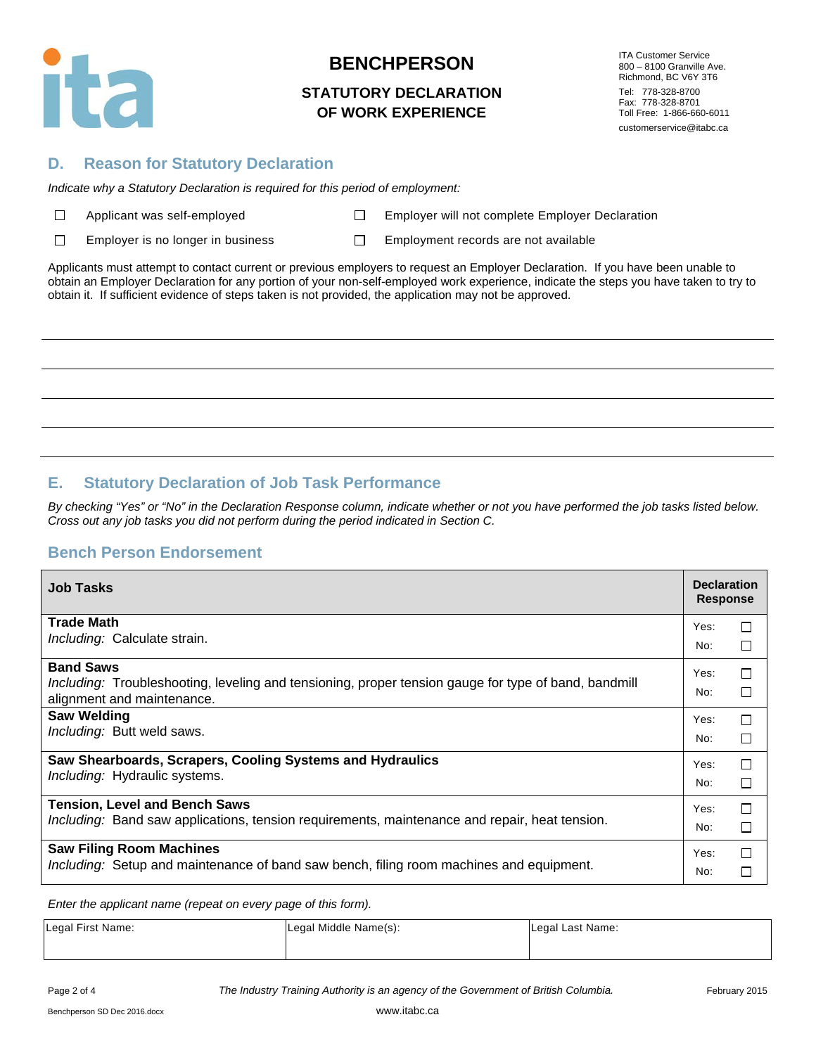# BENCHPERSON

## STATUTORY DECLARATION OF WORK EXPERIENCE

ITA Customer Service
800 – 8100 Granville Ave.
Richmond, BC V6Y 3T6
Tel: 778-328-8700
Fax: 778-328-8701
Toll Free: 1-866-660-6011
customerservice@itabc.ca

## D. Reason for Statutory Declaration

*Indicate why a Statutory Declaration is required for this period of employment:*

- ☐ Applicant was self-employed
- ☐ Employer will not complete Employer Declaration
- ☐ Employer is no longer in business
- ☐ Employment records are not available

Applicants must attempt to contact current or previous employers to request an Employer Declaration. If you have been unable to obtain an Employer Declaration for any portion of your non-self-employed work experience, indicate the steps you have taken to try to obtain it. If sufficient evidence of steps taken is not provided, the application may not be approved.

_______________________________________________

_______________________________________________

_______________________________________________

_______________________________________________

_______________________________________________

## E. Statutory Declaration of Job Task Performance

*By checking "Yes" or "No" in the Declaration Response column, indicate whether or not you have performed the job tasks listed below. Cross out any job tasks you did not perform during the period indicated in Section C.*

### Bench Person Endorsement

| Job Tasks | Declaration Response |
|---|---|
| **Trade Math**<br>*Including:* Calculate strain. | Yes: ☐<br>No: ☐ |
| **Band Saws**<br>*Including:* Troubleshooting, leveling and tensioning, proper tension gauge for type of band, bandmill alignment and maintenance. | Yes: ☐<br>No: ☐ |
| **Saw Welding**<br>*Including:* Butt weld saws. | Yes: ☐<br>No: ☐ |
| **Saw Shearboards, Scrapers, Cooling Systems and Hydraulics**<br>*Including:* Hydraulic systems. | Yes: ☐<br>No: ☐ |
| **Tension, Level and Bench Saws**<br>*Including:* Band saw applications, tension requirements, maintenance and repair, heat tension. | Yes: ☐<br>No: ☐ |
| **Saw Filing Room Machines**<br>*Including:* Setup and maintenance of band saw bench, filing room machines and equipment. | Yes: ☐<br>No: ☐ |

*Enter the applicant name (repeat on every page of this form).*

| Legal First Name: | Legal Middle Name(s): | Legal Last Name: |
|---|---|---|
| | | |

*The Industry Training Authority is an agency of the Government of British Columbia.*

February 2015

Benchperson SD Dec 2016.docx

www.itabc.ca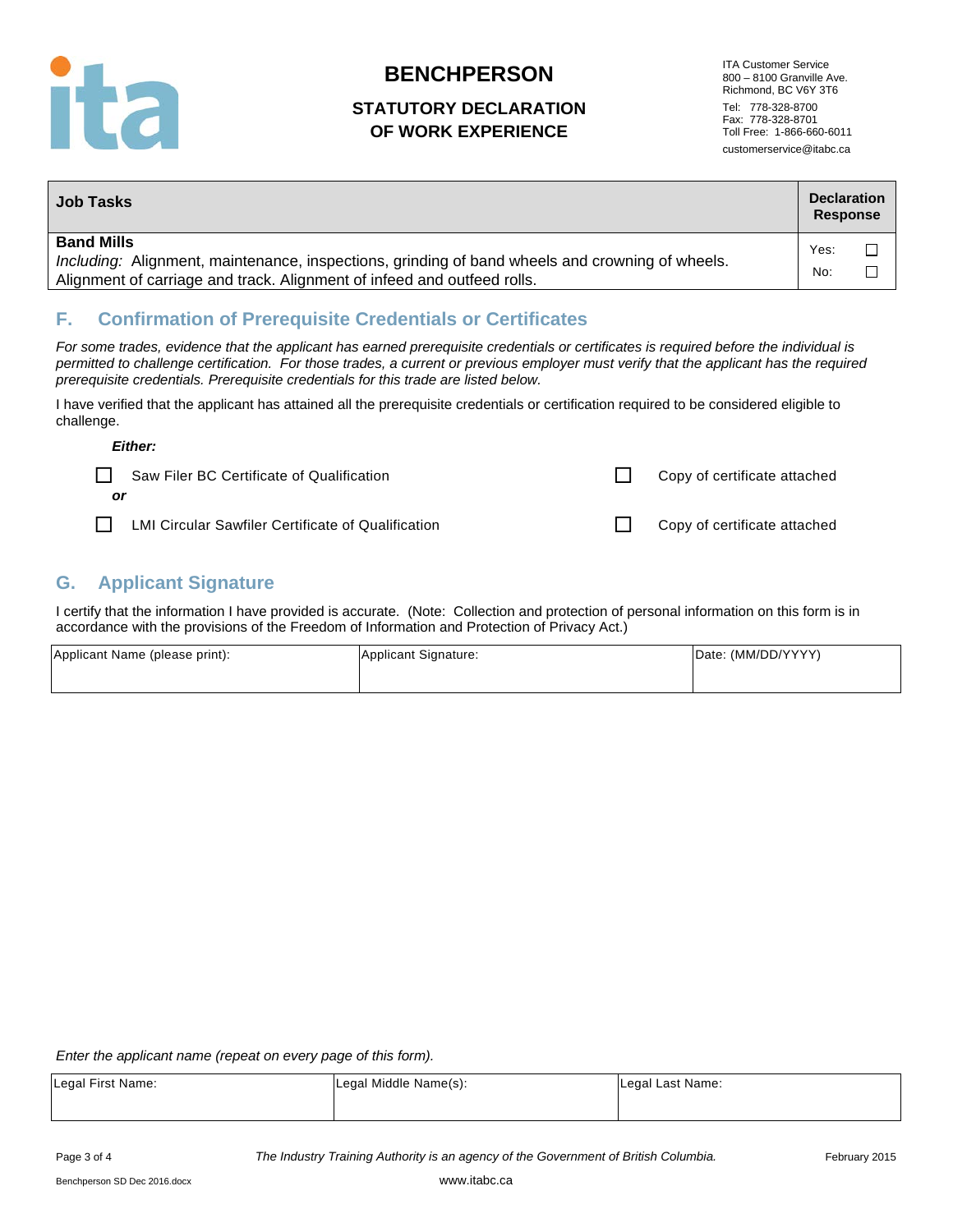# BENCHPERSON

## STATUTORY DECLARATION OF WORK EXPERIENCE

ITA Customer Service
800 – 8100 Granville Ave.
Richmond, BC V6Y 3T6
Tel: 778-328-8700
Fax: 778-328-8701
Toll Free: 1-866-660-6011
customerservice@itabc.ca

| Job Tasks | Declaration Response |
|---|---|
| **Band Mills**<br>*Including:* Alignment, maintenance, inspections, grinding of band wheels and crowning of wheels. Alignment of carriage and track. Alignment of infeed and outfeed rolls. | Yes: ☐<br>No: ☐ |

## F. Confirmation of Prerequisite Credentials or Certificates

*For some trades, evidence that the applicant has earned prerequisite credentials or certificates is required before the individual is permitted to challenge certification. For those trades, a current or previous employer must verify that the applicant has the required prerequisite credentials. Prerequisite credentials for this trade are listed below.*

I have verified that the applicant has attained all the prerequisite credentials or certification required to be considered eligible to challenge.

***Either:***

☐ Saw Filer BC Certificate of Qualification — ☐ Copy of certificate attached

***or***

☐ LMI Circular Sawfiler Certificate of Qualification — ☐ Copy of certificate attached

## G. Applicant Signature

I certify that the information I have provided is accurate. (Note: Collection and protection of personal information on this form is in accordance with the provisions of the Freedom of Information and Protection of Privacy Act.)

| Applicant Name (please print): | Applicant Signature: | Date: (MM/DD/YYYY) |
|---|---|---|
| | | |

*Enter the applicant name (repeat on every page of this form).*

| Legal First Name: | Legal Middle Name(s): | Legal Last Name: |
|---|---|---|
| | | |

*The Industry Training Authority is an agency of the Government of British Columbia.*

February 2015

Benchperson SD Dec 2016.docx

www.itabc.ca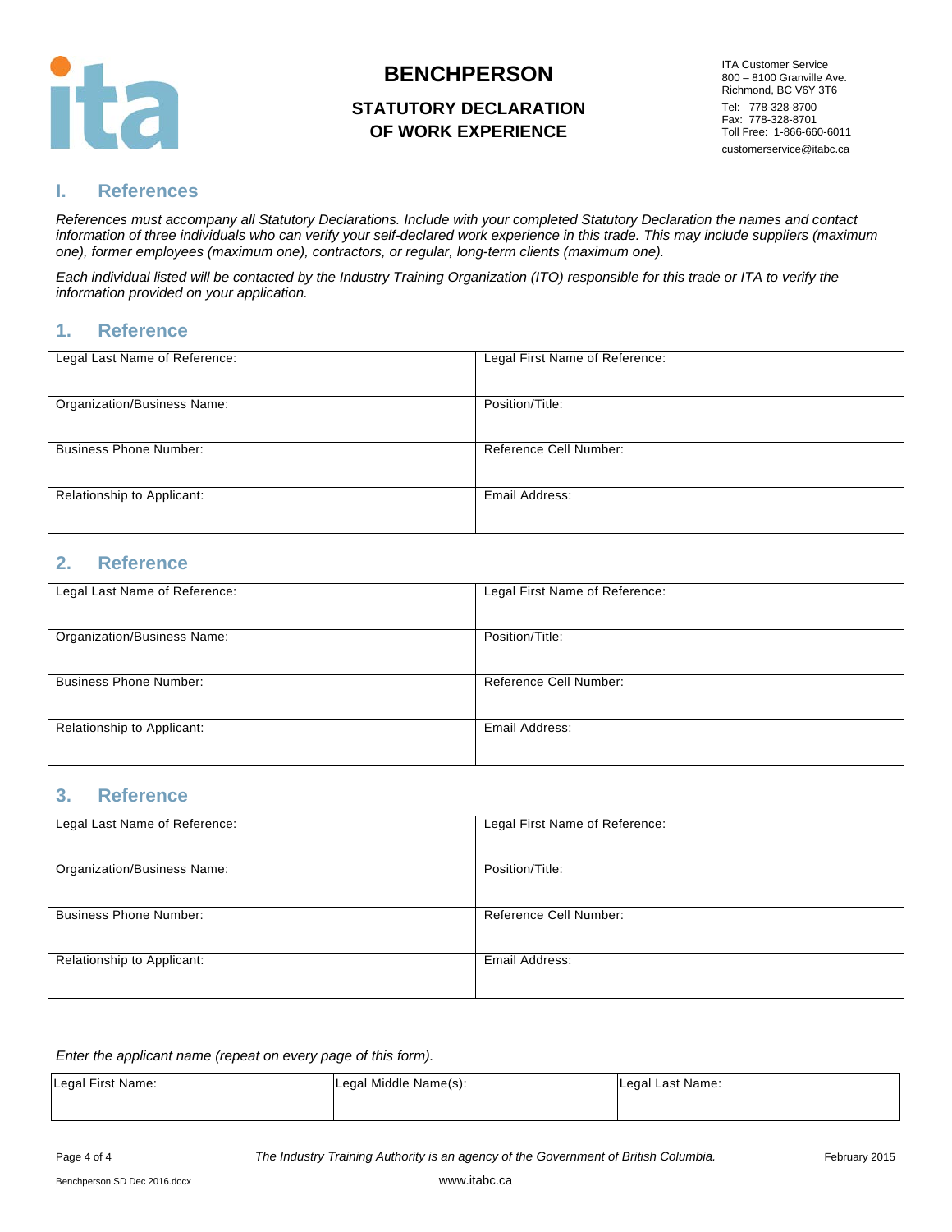# BENCHPERSON

## STATUTORY DECLARATION OF WORK EXPERIENCE

ITA Customer Service
800 – 8100 Granville Ave.
Richmond, BC V6Y 3T6
Tel: 778-328-8700
Fax: 778-328-8701
Toll Free: 1-866-660-6011
customerservice@itabc.ca

## I. References

*References must accompany all Statutory Declarations. Include with your completed Statutory Declaration the names and contact information of three individuals who can verify your self-declared work experience in this trade. This may include suppliers (maximum one), former employees (maximum one), contractors, or regular, long-term clients (maximum one).*

*Each individual listed will be contacted by the Industry Training Organization (ITO) responsible for this trade or ITA to verify the information provided on your application.*

### 1. Reference

| | |
|---|---|
| Legal Last Name of Reference: | Legal First Name of Reference: |
| Organization/Business Name: | Position/Title: |
| Business Phone Number: | Reference Cell Number: |
| Relationship to Applicant: | Email Address: |

### 2. Reference

| | |
|---|---|
| Legal Last Name of Reference: | Legal First Name of Reference: |
| Organization/Business Name: | Position/Title: |
| Business Phone Number: | Reference Cell Number: |
| Relationship to Applicant: | Email Address: |

### 3. Reference

| | |
|---|---|
| Legal Last Name of Reference: | Legal First Name of Reference: |
| Organization/Business Name: | Position/Title: |
| Business Phone Number: | Reference Cell Number: |
| Relationship to Applicant: | Email Address: |

*Enter the applicant name (repeat on every page of this form).*

| | | |
|---|---|---|
| Legal First Name: | Legal Middle Name(s): | Legal Last Name: |

*The Industry Training Authority is an agency of the Government of British Columbia.*

February 2015

Benchperson SD Dec 2016.docx

www.itabc.ca